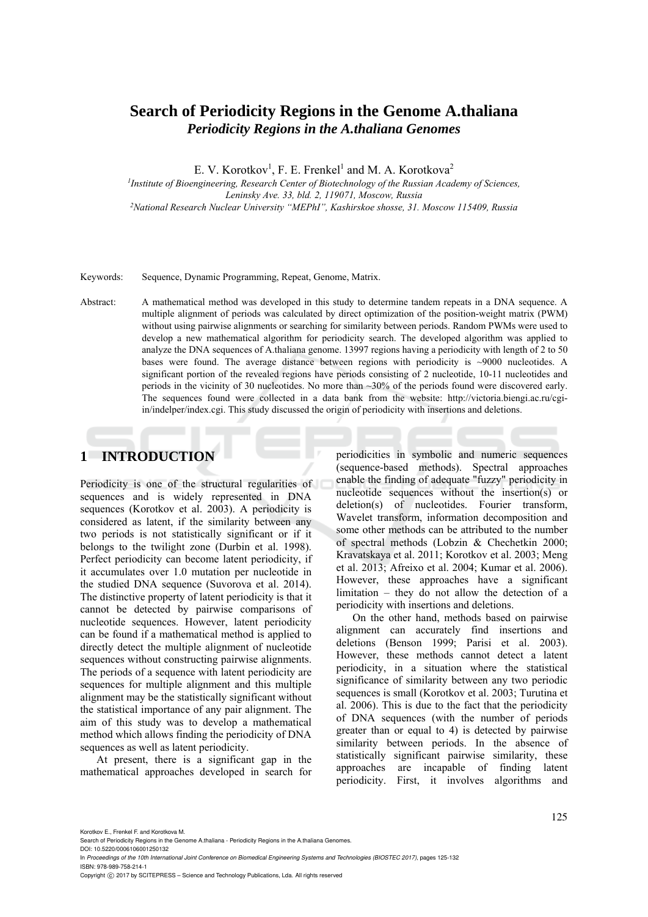# Search of Periodicity Regions in the Genome A.thaliana

## *Periodicity Regions in the A.thaliana Genomes*

E. V. Korotkov[1], F. E. Frenkel[1] and M. A. Korotkova[2]

[1]*Institute of Bioengineering, Research Center of Biotechnology of the Russian Academy of Sciences, Leninsky Ave. 33, bld. 2, 119071, Moscow, Russia*

[2]*National Research Nuclear University "MEPhI", Kashirskoe shosse, 31. Moscow 115409, Russia*

Keywords: Sequence, Dynamic Programming, Repeat, Genome, Matrix.

Abstract: A mathematical method was developed in this study to determine tandem repeats in a DNA sequence. A multiple alignment of periods was calculated by direct optimization of the position-weight matrix (PWM) without using pairwise alignments or searching for similarity between periods. Random PWMs were used to develop a new mathematical algorithm for periodicity search. The developed algorithm was applied to analyze the DNA sequences of A.thaliana genome. 13997 regions having a periodicity with length of 2 to 50 bases were found. The average distance between regions with periodicity is ~9000 nucleotides. A significant portion of the revealed regions have periods consisting of 2 nucleotide, 10-11 nucleotides and periods in the vicinity of 30 nucleotides. No more than ~30% of the periods found were discovered early. The sequences found were collected in a data bank from the website: http://victoria.biengi.ac.ru/cgi-in/indelper/index.cgi. This study discussed the origin of periodicity with insertions and deletions.

## 1 INTRODUCTION

Periodicity is one of the structural regularities of sequences and is widely represented in DNA sequences (Korotkov et al. 2003). A periodicity is considered as latent, if the similarity between any two periods is not statistically significant or if it belongs to the twilight zone (Durbin et al. 1998). Perfect periodicity can become latent periodicity, if it accumulates over 1.0 mutation per nucleotide in the studied DNA sequence (Suvorova et al. 2014). The distinctive property of latent periodicity is that it cannot be detected by pairwise comparisons of nucleotide sequences. However, latent periodicity can be found if a mathematical method is applied to directly detect the multiple alignment of nucleotide sequences without constructing pairwise alignments. The periods of a sequence with latent periodicity are sequences for multiple alignment and this multiple alignment may be the statistically significant without the statistical importance of any pair alignment. The aim of this study was to develop a mathematical method which allows finding the periodicity of DNA sequences as well as latent periodicity.

At present, there is a significant gap in the mathematical approaches developed in search for periodicities in symbolic and numeric sequences (sequence-based methods). Spectral approaches enable the finding of adequate "fuzzy" periodicity in nucleotide sequences without the insertion(s) or deletion(s) of nucleotides. Fourier transform, Wavelet transform, information decomposition and some other methods can be attributed to the number of spectral methods (Lobzin & Chechetkin 2000; Kravatskaya et al. 2011; Korotkov et al. 2003; Meng et al. 2013; Afreixo et al. 2004; Kumar et al. 2006). However, these approaches have a significant limitation – they do not allow the detection of a periodicity with insertions and deletions.

On the other hand, methods based on pairwise alignment can accurately find insertions and deletions (Benson 1999; Parisi et al. 2003). However, these methods cannot detect a latent periodicity, in a situation where the statistical significance of similarity between any two periodic sequences is small (Korotkov et al. 2003; Turutina et al. 2006). This is due to the fact that the periodicity of DNA sequences (with the number of periods greater than or equal to 4) is detected by pairwise similarity between periods. In the absence of statistically significant pairwise similarity, these approaches are incapable of finding latent periodicity. First, it involves algorithms and

Korotkov E., Frenkel F. and Korotkova M.
Search of Periodicity Regions in the Genome A.thaliana - Periodicity Regions in the A.thaliana Genomes.
DOI: 10.5220/0006106001250132
In *Proceedings of the 10th International Joint Conference on Biomedical Engineering Systems and Technologies (BIOSTEC 2017)*, pages 125-132
ISBN: 978-989-758-214-1
Copyright © 2017 by SCITEPRESS – Science and Technology Publications, Lda. All rights reserved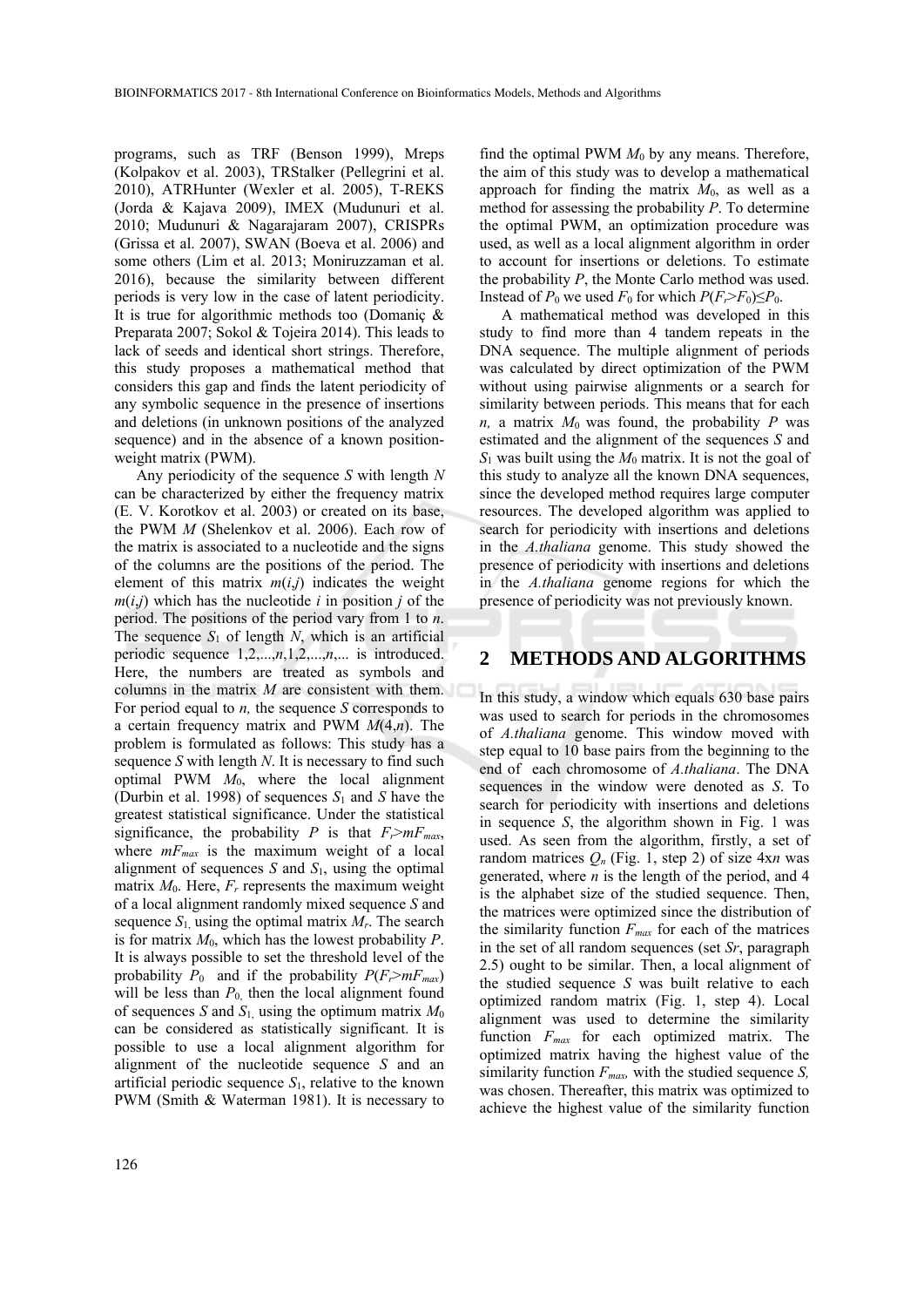programs, such as TRF (Benson 1999), Mreps (Kolpakov et al. 2003), TRStalker (Pellegrini et al. 2010), ATRHunter (Wexler et al. 2005), T-REKS (Jorda & Kajava 2009), IMEX (Mudunuri et al. 2010; Mudunuri & Nagarajaram 2007), CRISPRs (Grissa et al. 2007), SWAN (Boeva et al. 2006) and some others (Lim et al. 2013; Moniruzzaman et al. 2016), because the similarity between different periods is very low in the case of latent periodicity. It is true for algorithmic methods too (Domaniç & Preparata 2007; Sokol & Tojeira 2014). This leads to lack of seeds and identical short strings. Therefore, this study proposes a mathematical method that considers this gap and finds the latent periodicity of any symbolic sequence in the presence of insertions and deletions (in unknown positions of the analyzed sequence) and in the absence of a known position-weight matrix (PWM).

Any periodicity of the sequence $S$ with length $N$ can be characterized by either the frequency matrix (E. V. Korotkov et al. 2003) or created on its base, the PWM $M$ (Shelenkov et al. 2006). Each row of the matrix is associated to a nucleotide and the signs of the columns are the positions of the period. The element of this matrix $m(i,j)$ indicates the weight $m(i,j)$ which has the nucleotide $i$ in position $j$ of the period. The positions of the period vary from 1 to $n$. The sequence $S_1$ of length $N$, which is an artificial periodic sequence $1,2,...,n,1,2,...,n,...$ is introduced. Here, the numbers are treated as symbols and columns in the matrix $M$ are consistent with them. For period equal to $n$, the sequence $S$ corresponds to a certain frequency matrix and PWM $M(4,n)$. The problem is formulated as follows: This study has a sequence $S$ with length $N$. It is necessary to find such optimal PWM $M_0$, where the local alignment (Durbin et al. 1998) of sequences $S_1$ and $S$ have the greatest statistical significance. Under the statistical significance, the probability $P$ is that $F_r > mF_{max}$, where $mF_{max}$ is the maximum weight of a local alignment of sequences $S$ and $S_1$, using the optimal matrix $M_0$. Here, $F_r$ represents the maximum weight of a local alignment randomly mixed sequence $S$ and sequence $S_1$, using the optimal matrix $M_r$. The search is for matrix $M_0$, which has the lowest probability $P$. It is always possible to set the threshold level of the probability $P_0$ and if the probability $P(F_r > mF_{max})$ will be less than $P_0$, then the local alignment found of sequences $S$ and $S_1$, using the optimum matrix $M_0$ can be considered as statistically significant. It is possible to use a local alignment algorithm for alignment of the nucleotide sequence $S$ and an artificial periodic sequence $S_1$, relative to the known PWM (Smith & Waterman 1981). It is necessary to find the optimal PWM $M_0$ by any means. Therefore, the aim of this study was to develop a mathematical approach for finding the matrix $M_0$, as well as a method for assessing the probability $P$. To determine the optimal PWM, an optimization procedure was used, as well as a local alignment algorithm in order to account for insertions or deletions. To estimate the probability $P$, the Monte Carlo method was used. Instead of $P_0$ we used $F_0$ for which $P(F_r > F_0) \leq P_0$.

A mathematical method was developed in this study to find more than 4 tandem repeats in the DNA sequence. The multiple alignment of periods was calculated by direct optimization of the PWM without using pairwise alignments or a search for similarity between periods. This means that for each $n$, a matrix $M_0$ was found, the probability $P$ was estimated and the alignment of the sequences $S$ and $S_1$ was built using the $M_0$ matrix. It is not the goal of this study to analyze all the known DNA sequences, since the developed method requires large computer resources. The developed algorithm was applied to search for periodicity with insertions and deletions in the *A.thaliana* genome. This study showed the presence of periodicity with insertions and deletions in the *A.thaliana* genome regions for which the presence of periodicity was not previously known.

## 2 METHODS AND ALGORITHMS

In this study, a window which equals 630 base pairs was used to search for periods in the chromosomes of *A.thaliana* genome. This window moved with step equal to 10 base pairs from the beginning to the end of each chromosome of *A.thaliana*. The DNA sequences in the window were denoted as $S$. To search for periodicity with insertions and deletions in sequence $S$, the algorithm shown in Fig. 1 was used. As seen from the algorithm, firstly, a set of random matrices $Q_n$ (Fig. 1, step 2) of size $4 \times n$ was generated, where $n$ is the length of the period, and 4 is the alphabet size of the studied sequence. Then, the matrices were optimized since the distribution of the similarity function $F_{max}$ for each of the matrices in the set of all random sequences (set $Sr$, paragraph 2.5) ought to be similar. Then, a local alignment of the studied sequence $S$ was built relative to each optimized random matrix (Fig. 1, step 4). Local alignment was used to determine the similarity function $F_{max}$ for each optimized matrix. The optimized matrix having the highest value of the similarity function $F_{max}$, with the studied sequence $S$, was chosen. Thereafter, this matrix was optimized to achieve the highest value of the similarity function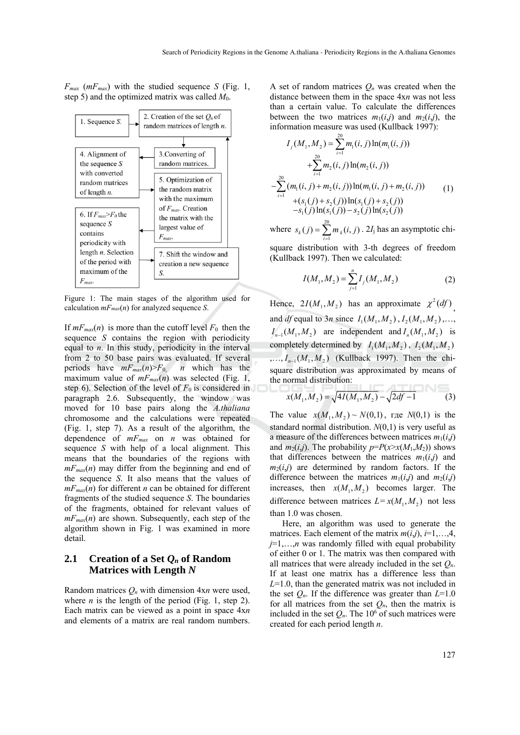$F_{max}$ ($mF_{max}$) with the studied sequence $S$ (Fig. 1, step 5) and the optimized matrix was called $M_0$.

1. Sequence $S$.

2. Creation of the set $Q_n$ of random matrices of length $n$.

3. Converting of random matrices.

4. Alignment of the sequence $S$ with converted random matrices of length $n$.

5. Optimization of the random matrix with the maximum of $F_{max}$. Creation the matrix with the largest value of $F_{max}$.

6. If $F_{max}>F_0$ the sequence $S$ contains periodicity with length $n$. Selection of the period with maximum of the $F_{max}$.

7. Shift the window and creation a new sequence $S$.

Figure 1: The main stages of the algorithm used for calculation $mF_{max}(n)$ for analyzed sequence $S$.

If $mF_{max}(n)$ is more than the cutoff level $F_0$ then the sequence $S$ contains the region with periodicity equal to $n$. In this study, periodicity in the interval from 2 to 50 base pairs was evaluated. If several periods have $mF_{max}(n)>F_0$, $n$ which has the maximum value of $mF_{max}(n)$ was selected (Fig. 1, step 6). Selection of the level of $F_0$ is considered in paragraph 2.6. Subsequently, the window was moved for 10 base pairs along the *A.thaliana* chromosome and the calculations were repeated (Fig. 1, step 7). As a result of the algorithm, the dependence of $mF_{max}$ on $n$ was obtained for sequence $S$ with help of a local alignment. This means that the boundaries of the regions with $mF_{max}(n)$ may differ from the beginning and end of the sequence $S$. It also means that the values of $mF_{max}(n)$ for different $n$ can be obtained for different fragments of the studied sequence $S$. The boundaries of the fragments, obtained for relevant values of $mF_{max}(n)$ are shown. Subsequently, each step of the algorithm shown in Fig. 1 was examined in more detail.

## 2.1 Creation of a Set $Q_n$ of Random Matrices with Length $N$

Random matrices $Q_n$ with dimension 4x$n$ were used, where $n$ is the length of the period (Fig. 1, step 2). Each matrix can be viewed as a point in space 4x$n$ and elements of a matrix are real random numbers. A set of random matrices $Q_n$ was created when the distance between them in the space 4x$n$ was not less than a certain value. To calculate the differences between the two matrices $m_1(i,j)$ and $m_2(i,j)$, the information measure was used (Kullback 1997):

$$
\begin{aligned}
I_j(M_1, M_2) &= \sum_{i=1}^{20} m_1(i,j)\ln(m_1(i,j)) \\
&+ \sum_{i=1}^{20} m_2(i,j)\ln(m_2(i,j)) \\
-\sum_{i=1}^{20} &(m_1(i,j)+m_2(i,j))\ln(m_1(i,j)+m_2(i,j)) \\
&+(s_1(j)+s_2(j))\ln(s_1(j)+s_2(j)) \\
&-s_1(j)\ln(s_1(j)) - s_2(j)\ln(s_2(j))
\end{aligned} \tag{1}
$$

where $s_k(j) = \sum_{i=1}^{20} m_k(i,j)$. $2I_j$ has an asymptotic chi-square distribution with 3-th degrees of freedom (Kullback 1997). Then we calculated:

$$
I(M_1, M_2) = \sum_{j=1}^{n} I_j(M_1, M_2) \tag{2}
$$

Hence, $2I(M_1,M_2)$ has an approximate $\chi^2(df)$, and $df$ equal to $3n$ since $I_1(M_1,M_2)$, $I_2(M_1,M_2)$,…, $I_{n-1}(M_1,M_2)$ are independent and $I_n(M_1,M_2)$ is completely determined by $I_1(M_1,M_2)$, $I_2(M_1,M_2)$,…, $I_{n-1}(M_1,M_2)$ (Kullback 1997). Then the chi-square distribution was approximated by means of the normal distribution:

$$
x(M_1, M_2) = \sqrt{4I(M_1, M_2)} - \sqrt{2df - 1} \tag{3}
$$

The value $x(M_1,M_2) \sim N(0,1)$, где $N(0,1)$ is the standard normal distribution. $N(0,1)$ is very useful as a measure of the differences between matrices $m_1(i,j)$ and $m_2(i,j)$. The probability $p=P(x>x(M_1,M_2))$ shows that differences between the matrices $m_1(i,j)$ and $m_2(i,j)$ are determined by random factors. If the difference between the matrices $m_1(i,j)$ and $m_2(i,j)$ increases, then $x(M_1,M_2)$ becomes larger. The difference between matrices $L= x(M_1,M_2)$ not less than 1.0 was chosen.

Here, an algorithm was used to generate the matrices. Each element of the matrix $m(i,j)$, $i$=1,…,4, $j$=1,…,$n$ was randomly filled with equal probability of either 0 or 1. The matrix was then compared with all matrices that were already included in the set $Q_n$. If at least one matrix has a difference less than $L$=1.0, than the generated matrix was not included in the set $Q_n$. If the difference was greater than $L$=1.0 for all matrices from the set $Q_n$, then the matrix is included in the set $Q_n$. The $10^6$ of such matrices were created for each period length $n$.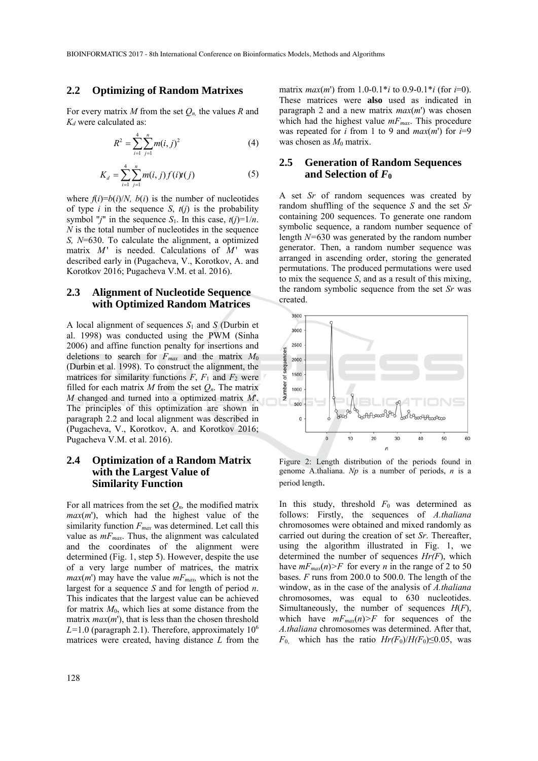## 2.2 Optimizing of Random Matrixes

For every matrix $M$ from the set $Q_n$, the values $R$ and $K_d$ were calculated as:

$$R^2 = \sum_{i=1}^{4} \sum_{j=1}^{n} m(i,j)^2 \tag{4}$$

$$K_d = \sum_{i=1}^{4} \sum_{j=1}^{n} m(i,j) f(i) t(j) \tag{5}$$

where $f(i)=b(i)/N$, $b(i)$ is the number of nucleotides of type $i$ in the sequence $S$, $t(j)$ is the probability symbol "$j$" in the sequence $S_1$. In this case, $t(j)=1/n$. $N$ is the total number of nucleotides in the sequence $S$, $N$=630. To calculate the alignment, a optimized matrix $M'$ is needed. Calculations of $M'$ was described early in (Pugacheva, V., Korotkov, A. and Korotkov 2016; Pugacheva V.M. et al. 2016).

## 2.3 Alignment of Nucleotide Sequence with Optimized Random Matrices

A local alignment of sequences $S_1$ and $S$ (Durbin et al. 1998) was conducted using the PWM (Sinha 2006) and affine function penalty for insertions and deletions to search for $F_{max}$ and the matrix $M_0$ (Durbin et al. 1998). To construct the alignment, the matrices for similarity functions $F$, $F_1$ and $F_2$ were filled for each matrix $M$ from the set $Q_n$. The matrix $M$ changed and turned into a optimized matrix $M'$. The principles of this optimization are shown in paragraph 2.2 and local alignment was described in (Pugacheva, V., Korotkov, A. and Korotkov 2016; Pugacheva V.M. et al. 2016).

## 2.4 Optimization of a Random Matrix with the Largest Value of Similarity Function

For all matrices from the set $Q_n$, the modified matrix $max(m')$, which had the highest value of the similarity function $F_{max}$ was determined. Let call this value as $mF_{max}$. Thus, the alignment was calculated and the coordinates of the alignment were determined (Fig. 1, step 5). However, despite the use of a very large number of matrices, the matrix $max(m')$ may have the value $mF_{max}$, which is not the largest for a sequence $S$ and for length of period $n$. This indicates that the largest value can be achieved for matrix $M_0$, which lies at some distance from the matrix $max(m')$, that is less than the chosen threshold $L$=1.0 (paragraph 2.1). Therefore, approximately $10^6$ matrices were created, having distance $L$ from the matrix $max(m')$ from 1.0-0.1*$i$ to 0.9-0.1*$i$ (for $i$=0). These matrices were **also** used as indicated in paragraph 2 and a new matrix $max(m')$ was chosen which had the highest value $mF_{max}$. This procedure was repeated for $i$ from 1 to 9 and $max(m')$ for $i$=9 was chosen as $M_0$ matrix.

## 2.5 Generation of Random Sequences and Selection of $F_0$

A set $Sr$ of random sequences was created by random shuffling of the sequence $S$ and the set $Sr$ containing 200 sequences. To generate one random symbolic sequence, a random number sequence of length $N$=630 was generated by the random number generator. Then, a random number sequence was arranged in ascending order, storing the generated permutations. The produced permutations were used to mix the sequence $S$, and as a result of this mixing, the random symbolic sequence from the set $Sr$ was created.

Figure 2: Length distribution of the periods found in genome A.thaliana. $Np$ is a number of periods, $n$ is a period length.

In this study, threshold $F_0$ was determined as follows: Firstly, the sequences of *A.thaliana* chromosomes were obtained and mixed randomly as carried out during the creation of set $Sr$. Thereafter, using the algorithm illustrated in Fig. 1, we determined the number of sequences $Hr(F)$, which have $mF_{max}(n)>F$ for every $n$ in the range of 2 to 50 bases. $F$ runs from 200.0 to 500.0. The length of the window, as in the case of the analysis of *A.thaliana* chromosomes, was equal to 630 nucleotides. Simultaneously, the number of sequences $H(F)$, which have $mF_{max}(n)>F$ for sequences of the *A.thaliana* chromosomes was determined. After that, $F_0$, which has the ratio $Hr(F_0)/H(F_0)\leq 0.05$, was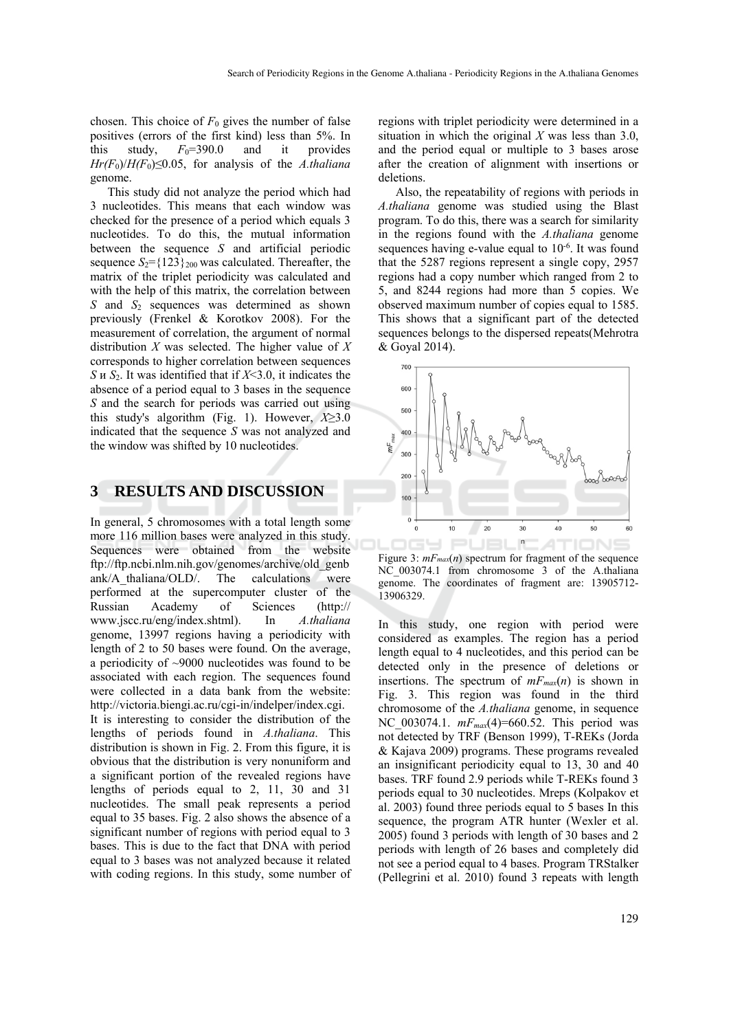chosen. This choice of $F_0$ gives the number of false positives (errors of the first kind) less than 5%. In this study, $F_0$=390.0 and it provides $Hr(F_0)/H(F_0)\leq 0.05$, for analysis of the *A.thaliana* genome.

This study did not analyze the period which had 3 nucleotides. This means that each window was checked for the presence of a period which equals 3 nucleotides. To do this, the mutual information between the sequence *S* and artificial periodic sequence $S_2=\{123\}_{200}$ was calculated. Thereafter, the matrix of the triplet periodicity was calculated and with the help of this matrix, the correlation between *S* and $S_2$ sequences was determined as shown previously (Frenkel & Korotkov 2008). For the measurement of correlation, the argument of normal distribution *X* was selected. The higher value of *X* corresponds to higher correlation between sequences *S* и $S_2$. It was identified that if $X<3.0$, it indicates the absence of a period equal to 3 bases in the sequence *S* and the search for periods was carried out using this study's algorithm (Fig. 1). However, $X\geq 3.0$ indicated that the sequence *S* was not analyzed and the window was shifted by 10 nucleotides.

# 3 RESULTS AND DISCUSSION

In general, 5 chromosomes with a total length some more 116 million bases were analyzed in this study. Sequences were obtained from the website ftp://ftp.ncbi.nlm.nih.gov/genomes/archive/old_genbank/A_thaliana/OLD/. The calculations were performed at the supercomputer cluster of the Russian Academy of Sciences (http://www.jscc.ru/eng/index.shtml). In *A.thaliana* genome, 13997 regions having a periodicity with length of 2 to 50 bases were found. On the average, a periodicity of ~9000 nucleotides was found to be associated with each region. The sequences found were collected in a data bank from the website: http://victoria.biengi.ac.ru/cgi-in/indelper/index.cgi.

It is interesting to consider the distribution of the lengths of periods found in *A.thaliana*. This distribution is shown in Fig. 2. From this figure, it is obvious that the distribution is very nonuniform and a significant portion of the revealed regions have lengths of periods equal to 2, 11, 30 and 31 nucleotides. The small peak represents a period equal to 35 bases. Fig. 2 also shows the absence of a significant number of regions with period equal to 3 bases. This is due to the fact that DNA with period equal to 3 bases was not analyzed because it related with coding regions. In this study, some number of regions with triplet periodicity were determined in a situation in which the original *X* was less than 3.0, and the period equal or multiple to 3 bases arose after the creation of alignment with insertions or deletions.

Also, the repeatability of regions with periods in *A.thaliana* genome was studied using the Blast program. To do this, there was a search for similarity in the regions found with the *A.thaliana* genome sequences having e-value equal to $10^{-6}$. It was found that the 5287 regions represent a single copy, 2957 regions had a copy number which ranged from 2 to 5, and 8244 regions had more than 5 copies. We observed maximum number of copies equal to 1585. This shows that a significant part of the detected sequences belongs to the dispersed repeats(Mehrotra & Goyal 2014).

Figure 3: $mF_{max}(n)$ spectrum for fragment of the sequence NC_003074.1 from chromosome 3 of the A.thaliana genome. The coordinates of fragment are: 13905712-13906329.

In this study, one region with period were considered as examples. The region has a period length equal to 4 nucleotides, and this period can be detected only in the presence of deletions or insertions. The spectrum of $mF_{max}(n)$ is shown in Fig. 3. This region was found in the third chromosome of the *A.thaliana* genome, in sequence NC_003074.1. $mF_{max}(4)$=660.52. This period was not detected by TRF (Benson 1999), T-REKs (Jorda & Kajava 2009) programs. These programs revealed an insignificant periodicity equal to 13, 30 and 40 bases. TRF found 2.9 periods while T-REKs found 3 periods equal to 30 nucleotides. Mreps (Kolpakov et al. 2003) found three periods equal to 5 bases In this sequence, the program ATR hunter (Wexler et al. 2005) found 3 periods with length of 30 bases and 2 periods with length of 26 bases and completely did not see a period equal to 4 bases. Program TRStalker (Pellegrini et al. 2010) found 3 repeats with length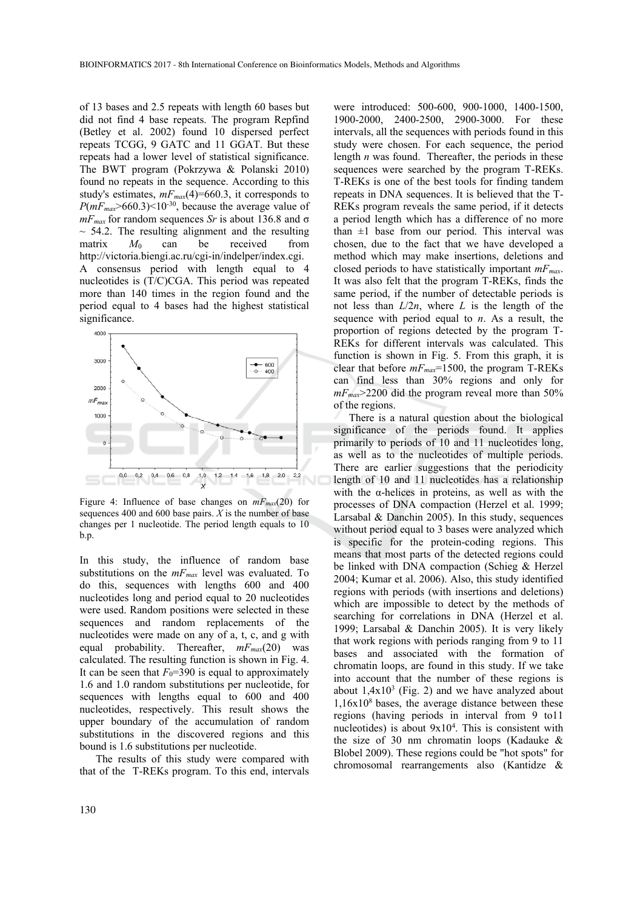of 13 bases and 2.5 repeats with length 60 bases but did not find 4 base repeats. The program Repfind (Betley et al. 2002) found 10 dispersed perfect repeats TCGG, 9 GATC and 11 GGAT. But these repeats had a lower level of statistical significance. The BWT program (Pokrzywa & Polanski 2010) found no repeats in the sequence. According to this study's estimates, $mF_{max}(4)$=660.3, it corresponds to $P(mF_{max}>660.3)<10^{-30}$, because the average value of $mF_{max}$ for random sequences *Sr* is about 136.8 and $\sigma \sim 54.2$. The resulting alignment and the resulting matrix $M_0$ can be received from http://victoria.biengi.ac.ru/cgi-in/indelper/index.cgi. A consensus period with length equal to 4 nucleotides is (T/C)CGA. This period was repeated more than 140 times in the region found and the period equal to 4 bases had the highest statistical significance.

Figure 4: Influence of base changes on $mF_{max}(20)$ for sequences 400 and 600 base pairs. *X* is the number of base changes per 1 nucleotide. The period length equals to 10 b.p.

In this study, the influence of random base substitutions on the $mF_{max}$ level was evaluated. To do this, sequences with lengths 600 and 400 nucleotides long and period equal to 20 nucleotides were used. Random positions were selected in these sequences and random replacements of the nucleotides were made on any of a, t, c, and g with equal probability. Thereafter, $mF_{max}(20)$ was calculated. The resulting function is shown in Fig. 4. It can be seen that $F_0$=390 is equal to approximately 1.6 and 1.0 random substitutions per nucleotide, for sequences with lengths equal to 600 and 400 nucleotides, respectively. This result shows the upper boundary of the accumulation of random substitutions in the discovered regions and this bound is 1.6 substitutions per nucleotide.

The results of this study were compared with that of the T-REKs program. To this end, intervals were introduced: 500-600, 900-1000, 1400-1500, 1900-2000, 2400-2500, 2900-3000. For these intervals, all the sequences with periods found in this study were chosen. For each sequence, the period length *n* was found. Thereafter, the periods in these sequences were searched by the program T-REKs. T-REKs is one of the best tools for finding tandem repeats in DNA sequences. It is believed that the T-REKs program reveals the same period, if it detects a period length which has a difference of no more than ±1 base from our period. This interval was chosen, due to the fact that we have developed a method which may make insertions, deletions and closed periods to have statistically important $mF_{max}$. It was also felt that the program T-REKs, finds the same period, if the number of detectable periods is not less than $L/2n$, where $L$ is the length of the sequence with period equal to $n$. As a result, the proportion of regions detected by the program T-REKs for different intervals was calculated. This function is shown in Fig. 5. From this graph, it is clear that before $mF_{max}$=1500, the program T-REKs can find less than 30% regions and only for $mF_{max}$>2200 did the program reveal more than 50% of the regions.

There is a natural question about the biological significance of the periods found. It applies primarily to periods of 10 and 11 nucleotides long, as well as to the nucleotides of multiple periods. There are earlier suggestions that the periodicity length of 10 and 11 nucleotides has a relationship with the α-helices in proteins, as well as with the processes of DNA compaction (Herzel et al. 1999; Larsabal & Danchin 2005). In this study, sequences without period equal to 3 bases were analyzed which is specific for the protein-coding regions. This means that most parts of the detected regions could be linked with DNA compaction (Schieg & Herzel 2004; Kumar et al. 2006). Also, this study identified regions with periods (with insertions and deletions) which are impossible to detect by the methods of searching for correlations in DNA (Herzel et al. 1999; Larsabal & Danchin 2005). It is very likely that work regions with periods ranging from 9 to 11 bases and associated with the formation of chromatin loops, are found in this study. If we take into account that the number of these regions is about $1{,}4\text{x}10^3$ (Fig. 2) and we have analyzed about $1{,}16\text{x}10^8$ bases, the average distance between these regions (having periods in interval from 9 to11 nucleotides) is about $9\text{x}10^4$. This is consistent with the size of 30 nm chromatin loops (Kadauke & Blobel 2009). These regions could be "hot spots" for chromosomal rearrangements also (Kantidze &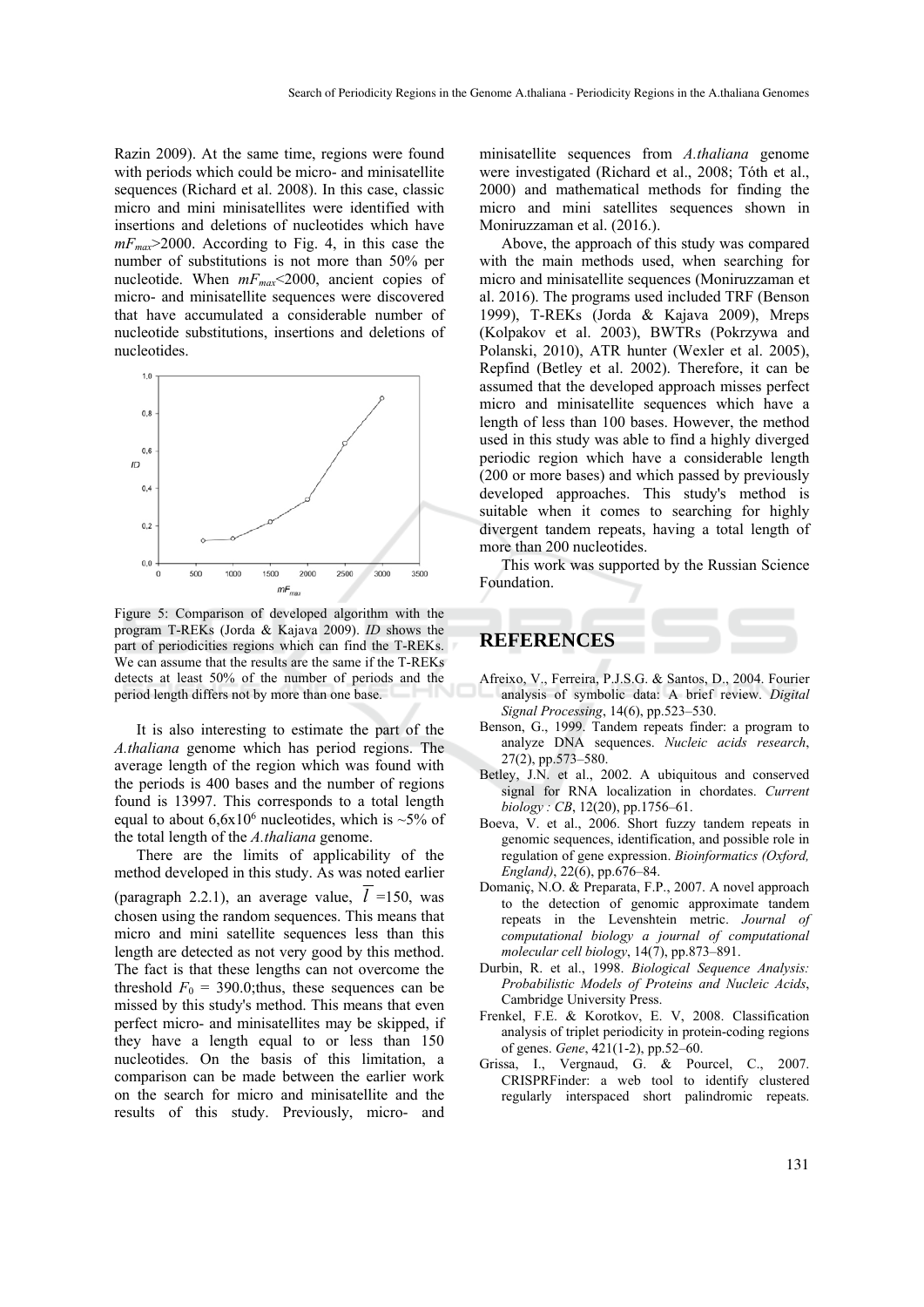Razin 2009). At the same time, regions were found with periods which could be micro- and minisatellite sequences (Richard et al. 2008). In this case, classic micro and mini minisatellites were identified with insertions and deletions of nucleotides which have $mF_{max}$>2000. According to Fig. 4, in this case the number of substitutions is not more than 50% per nucleotide. When $mF_{max}$<2000, ancient copies of micro- and minisatellite sequences were discovered that have accumulated a considerable number of nucleotide substitutions, insertions and deletions of nucleotides.

Figure 5: Comparison of developed algorithm with the program T-REKs (Jorda & Kajava 2009). *ID* shows the part of periodicities regions which can find the T-REKs. We can assume that the results are the same if the T-REKs detects at least 50% of the number of periods and the period length differs not by more than one base.

It is also interesting to estimate the part of the *A.thaliana* genome which has period regions. The average length of the region which was found with the periods is 400 bases and the number of regions found is 13997. This corresponds to a total length equal to about $6{,}6\text{x}10^6$ nucleotides, which is ~5% of the total length of the *A.thaliana* genome.

There are the limits of applicability of the method developed in this study. As was noted earlier (paragraph 2.2.1), an average value, $\overline{l}$ =150, was chosen using the random sequences. This means that micro and mini satellite sequences less than this length are detected as not very good by this method. The fact is that these lengths can not overcome the threshold $F_0$ = 390.0;thus, these sequences can be missed by this study's method. This means that even perfect micro- and minisatellites may be skipped, if they have a length equal to or less than 150 nucleotides. On the basis of this limitation, a comparison can be made between the earlier work on the search for micro and minisatellite and the results of this study. Previously, micro- and minisatellite sequences from *A.thaliana* genome were investigated (Richard et al., 2008; Tóth et al., 2000) and mathematical methods for finding the micro and mini satellites sequences shown in Moniruzzaman et al. (2016.).

Above, the approach of this study was compared with the main methods used, when searching for micro and minisatellite sequences (Moniruzzaman et al. 2016). The programs used included TRF (Benson 1999), T-REKs (Jorda & Kajava 2009), Mreps (Kolpakov et al. 2003), BWTRs (Pokrzywa and Polanski, 2010), ATR hunter (Wexler et al. 2005), Repfind (Betley et al. 2002). Therefore, it can be assumed that the developed approach misses perfect micro and minisatellite sequences which have a length of less than 100 bases. However, the method used in this study was able to find a highly diverged periodic region which have a considerable length (200 or more bases) and which passed by previously developed approaches. This study's method is suitable when it comes to searching for highly divergent tandem repeats, having a total length of more than 200 nucleotides.

This work was supported by the Russian Science Foundation.

## REFERENCES

Afreixo, V., Ferreira, P.J.S.G. & Santos, D., 2004. Fourier analysis of symbolic data: A brief review. *Digital Signal Processing*, 14(6), pp.523–530.

Benson, G., 1999. Tandem repeats finder: a program to analyze DNA sequences. *Nucleic acids research*, 27(2), pp.573–580.

Betley, J.N. et al., 2002. A ubiquitous and conserved signal for RNA localization in chordates. *Current biology : CB*, 12(20), pp.1756–61.

Boeva, V. et al., 2006. Short fuzzy tandem repeats in genomic sequences, identification, and possible role in regulation of gene expression. *Bioinformatics (Oxford, England)*, 22(6), pp.676–84.

Domaniç, N.O. & Preparata, F.P., 2007. A novel approach to the detection of genomic approximate tandem repeats in the Levenshtein metric. *Journal of computational biology a journal of computational molecular cell biology*, 14(7), pp.873–891.

Durbin, R. et al., 1998. *Biological Sequence Analysis: Probabilistic Models of Proteins and Nucleic Acids*, Cambridge University Press.

Frenkel, F.E. & Korotkov, E. V, 2008. Classification analysis of triplet periodicity in protein-coding regions of genes. *Gene*, 421(1-2), pp.52–60.

Grissa, I., Vergnaud, G. & Pourcel, C., 2007. CRISPRFinder: a web tool to identify clustered regularly interspaced short palindromic repeats.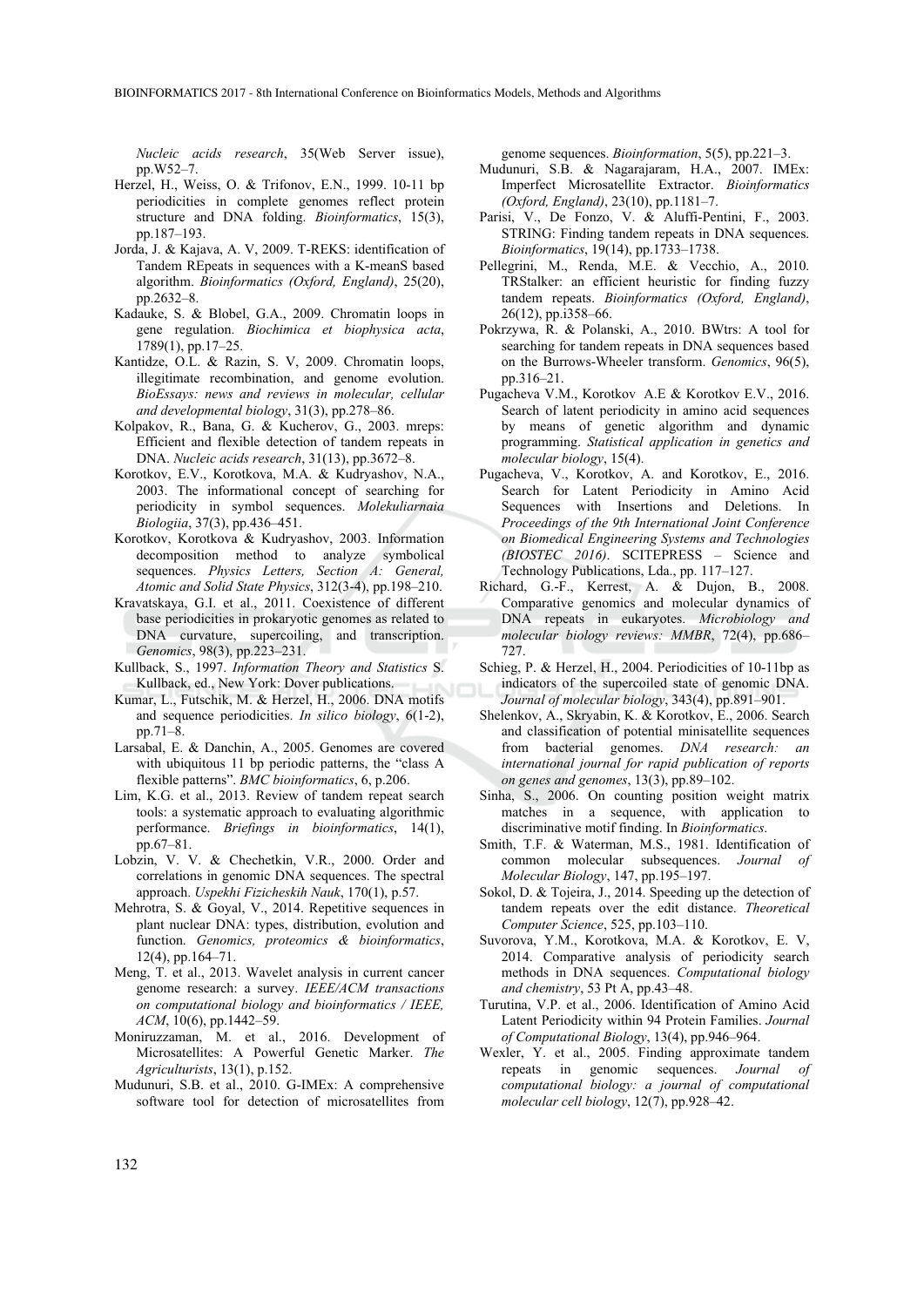*Nucleic acids research*, 35(Web Server issue), pp.W52–7.

Herzel, H., Weiss, O. & Trifonov, E.N., 1999. 10-11 bp periodicities in complete genomes reflect protein structure and DNA folding. *Bioinformatics*, 15(3), pp.187–193.

Jorda, J. & Kajava, A. V, 2009. T-REKS: identification of Tandem REpeats in sequences with a K-meanS based algorithm. *Bioinformatics (Oxford, England)*, 25(20), pp.2632–8.

Kadauke, S. & Blobel, G.A., 2009. Chromatin loops in gene regulation. *Biochimica et biophysica acta*, 1789(1), pp.17–25.

Kantidze, O.L. & Razin, S. V, 2009. Chromatin loops, illegitimate recombination, and genome evolution. *BioEssays: news and reviews in molecular, cellular and developmental biology*, 31(3), pp.278–86.

Kolpakov, R., Bana, G. & Kucherov, G., 2003. mreps: Efficient and flexible detection of tandem repeats in DNA. *Nucleic acids research*, 31(13), pp.3672–8.

Korotkov, E.V., Korotkova, M.A. & Kudryashov, N.A., 2003. The informational concept of searching for periodicity in symbol sequences. *Molekuliarnaia Biologiia*, 37(3), pp.436–451.

Korotkov, Korotkova & Kudryashov, 2003. Information decomposition method to analyze symbolical sequences. *Physics Letters, Section A: General, Atomic and Solid State Physics*, 312(3-4), pp.198–210.

Kravatskaya, G.I. et al., 2011. Coexistence of different base periodicities in prokaryotic genomes as related to DNA curvature, supercoiling, and transcription. *Genomics*, 98(3), pp.223–231.

Kullback, S., 1997. *Information Theory and Statistics* S. Kullback, ed., New York: Dover publications.

Kumar, L., Futschik, M. & Herzel, H., 2006. DNA motifs and sequence periodicities. *In silico biology*, 6(1-2), pp.71–8.

Larsabal, E. & Danchin, A., 2005. Genomes are covered with ubiquitous 11 bp periodic patterns, the "class A flexible patterns". *BMC bioinformatics*, 6, p.206.

Lim, K.G. et al., 2013. Review of tandem repeat search tools: a systematic approach to evaluating algorithmic performance. *Briefings in bioinformatics*, 14(1), pp.67–81.

Lobzin, V. V. & Chechetkin, V.R., 2000. Order and correlations in genomic DNA sequences. The spectral approach. *Uspekhi Fizicheskih Nauk*, 170(1), p.57.

Mehrotra, S. & Goyal, V., 2014. Repetitive sequences in plant nuclear DNA: types, distribution, evolution and function. *Genomics, proteomics & bioinformatics*, 12(4), pp.164–71.

Meng, T. et al., 2013. Wavelet analysis in current cancer genome research: a survey. *IEEE/ACM transactions on computational biology and bioinformatics / IEEE, ACM*, 10(6), pp.1442–59.

Moniruzzaman, M. et al., 2016. Development of Microsatellites: A Powerful Genetic Marker. *The Agriculturists*, 13(1), p.152.

Mudunuri, S.B. et al., 2010. G-IMEx: A comprehensive software tool for detection of microsatellites from genome sequences. *Bioinformation*, 5(5), pp.221–3.

Mudunuri, S.B. & Nagarajaram, H.A., 2007. IMEx: Imperfect Microsatellite Extractor. *Bioinformatics (Oxford, England)*, 23(10), pp.1181–7.

Parisi, V., De Fonzo, V. & Aluffi-Pentini, F., 2003. STRING: Finding tandem repeats in DNA sequences. *Bioinformatics*, 19(14), pp.1733–1738.

Pellegrini, M., Renda, M.E. & Vecchio, A., 2010. TRStalker: an efficient heuristic for finding fuzzy tandem repeats. *Bioinformatics (Oxford, England)*, 26(12), pp.i358–66.

Pokrzywa, R. & Polanski, A., 2010. BWtrs: A tool for searching for tandem repeats in DNA sequences based on the Burrows-Wheeler transform. *Genomics*, 96(5), pp.316–21.

Pugacheva V.M., Korotkov A.E & Korotkov E.V., 2016. Search of latent periodicity in amino acid sequences by means of genetic algorithm and dynamic programming. *Statistical application in genetics and molecular biology*, 15(4).

Pugacheva, V., Korotkov, A. and Korotkov, E., 2016. Search for Latent Periodicity in Amino Acid Sequences with Insertions and Deletions. In *Proceedings of the 9th International Joint Conference on Biomedical Engineering Systems and Technologies (BIOSTEC 2016)*. SCITEPRESS – Science and Technology Publications, Lda., pp. 117–127.

Richard, G.-F., Kerrest, A. & Dujon, B., 2008. Comparative genomics and molecular dynamics of DNA repeats in eukaryotes. *Microbiology and molecular biology reviews: MMBR*, 72(4), pp.686–727.

Schieg, P. & Herzel, H., 2004. Periodicities of 10-11bp as indicators of the supercoiled state of genomic DNA. *Journal of molecular biology*, 343(4), pp.891–901.

Shelenkov, A., Skryabin, K. & Korotkov, E., 2006. Search and classification of potential minisatellite sequences from bacterial genomes. *DNA research: an international journal for rapid publication of reports on genes and genomes*, 13(3), pp.89–102.

Sinha, S., 2006. On counting position weight matrix matches in a sequence, with application to discriminative motif finding. In *Bioinformatics*.

Smith, T.F. & Waterman, M.S., 1981. Identification of common molecular subsequences. *Journal of Molecular Biology*, 147, pp.195–197.

Sokol, D. & Tojeira, J., 2014. Speeding up the detection of tandem repeats over the edit distance. *Theoretical Computer Science*, 525, pp.103–110.

Suvorova, Y.M., Korotkova, M.A. & Korotkov, E. V, 2014. Comparative analysis of periodicity search methods in DNA sequences. *Computational biology and chemistry*, 53 Pt A, pp.43–48.

Turutina, V.P. et al., 2006. Identification of Amino Acid Latent Periodicity within 94 Protein Families. *Journal of Computational Biology*, 13(4), pp.946–964.

Wexler, Y. et al., 2005. Finding approximate tandem repeats in genomic sequences. *Journal of computational biology: a journal of computational molecular cell biology*, 12(7), pp.928–42.